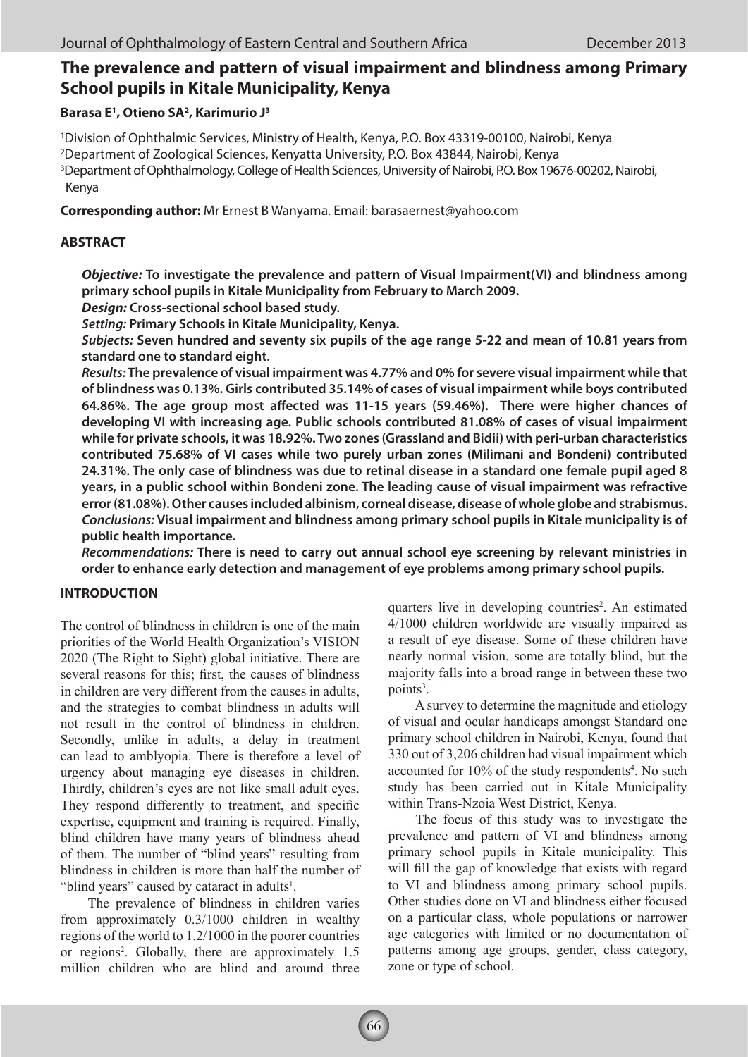# The prevalence and pattern of visual impairment and blindness among Primary School pupils in Kitale Municipality, Kenya

**Barasa E[1], Otieno SA[2], Karimurio J[3]**

[1]Division of Ophthalmic Services, Ministry of Health, Kenya, P.O. Box 43319-00100, Nairobi, Kenya
[2]Department of Zoological Sciences, Kenyatta University, P.O. Box 43844, Nairobi, Kenya
[3]Department of Ophthalmology, College of Health Sciences, University of Nairobi, P.O. Box 19676-00202, Nairobi, Kenya

**Corresponding author:** Mr Ernest B Wanyama. Email: barasaernest@yahoo.com

## ABSTRACT

***Objective:*** **To investigate the prevalence and pattern of Visual Impairment(VI) and blindness among primary school pupils in Kitale Municipality from February to March 2009.**

***Design:*** **Cross-sectional school based study.**

***Setting:*** **Primary Schools in Kitale Municipality, Kenya.**

***Subjects:*** **Seven hundred and seventy six pupils of the age range 5-22 and mean of 10.81 years from standard one to standard eight.**

***Results:*** **The prevalence of visual impairment was 4.77% and 0% for severe visual impairment while that of blindness was 0.13%. Girls contributed 35.14% of cases of visual impairment while boys contributed 64.86%. The age group most affected was 11-15 years (59.46%). There were higher chances of developing VI with increasing age. Public schools contributed 81.08% of cases of visual impairment while for private schools, it was 18.92%. Two zones (Grassland and Bidii) with peri-urban characteristics contributed 75.68% of VI cases while two purely urban zones (Milimani and Bondeni) contributed 24.31%. The only case of blindness was due to retinal disease in a standard one female pupil aged 8 years, in a public school within Bondeni zone. The leading cause of visual impairment was refractive error (81.08%). Other causes included albinism, corneal disease, disease of whole globe and strabismus.**

***Conclusions:*** **Visual impairment and blindness among primary school pupils in Kitale municipality is of public health importance.**

***Recommendations:*** **There is need to carry out annual school eye screening by relevant ministries in order to enhance early detection and management of eye problems among primary school pupils.**

## INTRODUCTION

The control of blindness in children is one of the main priorities of the World Health Organization's VISION 2020 (The Right to Sight) global initiative. There are several reasons for this; first, the causes of blindness in children are very different from the causes in adults, and the strategies to combat blindness in adults will not result in the control of blindness in children. Secondly, unlike in adults, a delay in treatment can lead to amblyopia. There is therefore a level of urgency about managing eye diseases in children. Thirdly, children's eyes are not like small adult eyes. They respond differently to treatment, and specific expertise, equipment and training is required. Finally, blind children have many years of blindness ahead of them. The number of "blind years" resulting from blindness in children is more than half the number of "blind years" caused by cataract in adults[1].

The prevalence of blindness in children varies from approximately 0.3/1000 children in wealthy regions of the world to 1.2/1000 in the poorer countries or regions[2]. Globally, there are approximately 1.5 million children who are blind and around three quarters live in developing countries[2]. An estimated 4/1000 children worldwide are visually impaired as a result of eye disease. Some of these children have nearly normal vision, some are totally blind, but the majority falls into a broad range in between these two points[3].

A survey to determine the magnitude and etiology of visual and ocular handicaps amongst Standard one primary school children in Nairobi, Kenya, found that 330 out of 3,206 children had visual impairment which accounted for 10% of the study respondents[4]. No such study has been carried out in Kitale Municipality within Trans-Nzoia West District, Kenya.

The focus of this study was to investigate the prevalence and pattern of VI and blindness among primary school pupils in Kitale municipality. This will fill the gap of knowledge that exists with regard to VI and blindness among primary school pupils. Other studies done on VI and blindness either focused on a particular class, whole populations or narrower age categories with limited or no documentation of patterns among age groups, gender, class category, zone or type of school.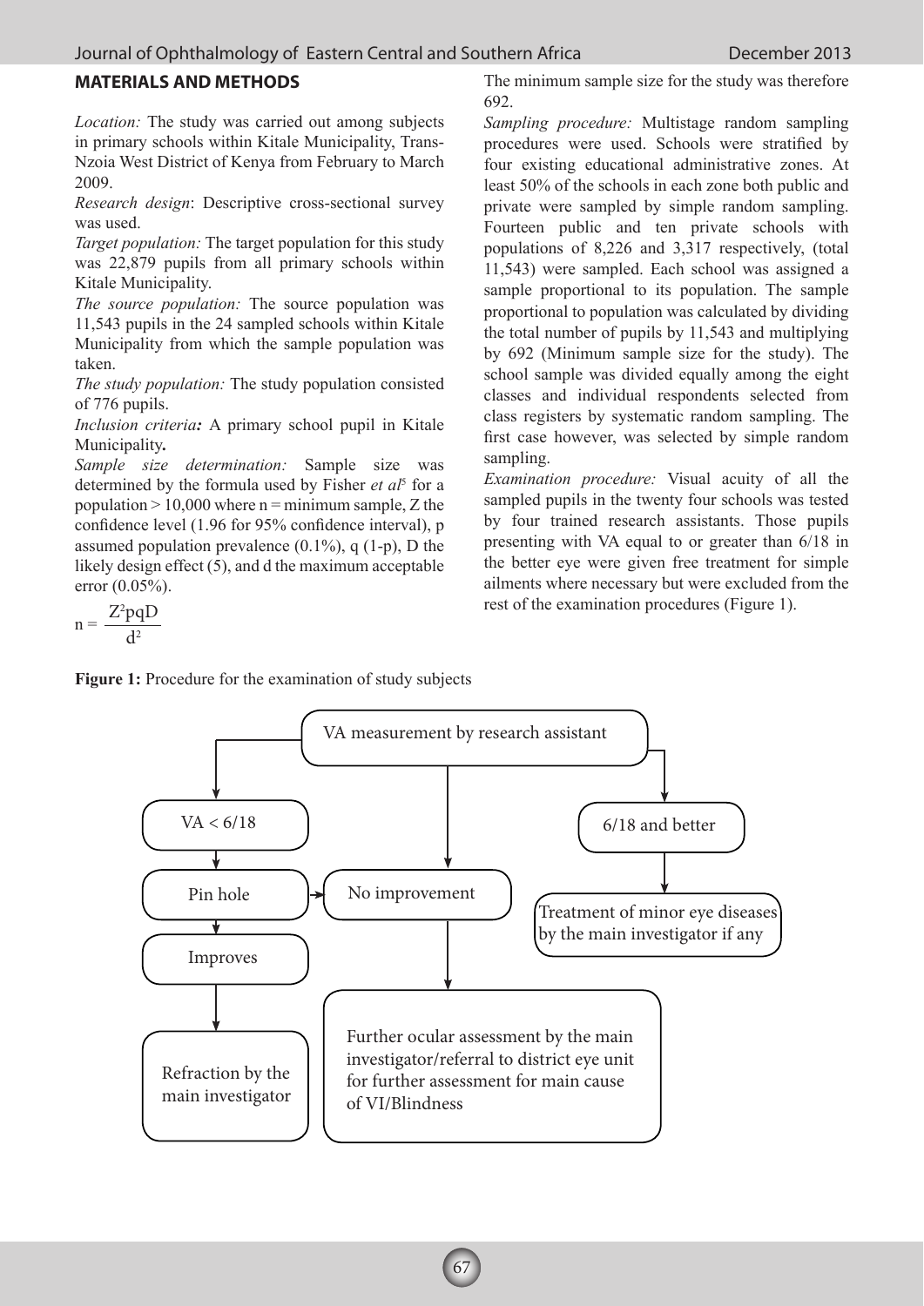## MATERIALS AND METHODS

*Location:* The study was carried out among subjects in primary schools within Kitale Municipality, Trans-Nzoia West District of Kenya from February to March 2009.

*Research design*: Descriptive cross-sectional survey was used.

*Target population:* The target population for this study was 22,879 pupils from all primary schools within Kitale Municipality.

*The source population:* The source population was 11,543 pupils in the 24 sampled schools within Kitale Municipality from which the sample population was taken.

*The study population:* The study population consisted of 776 pupils.

***Inclusion criteria:*** A primary school pupil in Kitale Municipality**.**

*Sample size determination:* Sample size was determined by the formula used by Fisher *et al*[5] for a population > 10,000 where n = minimum sample, Z the confidence level (1.96 for 95% confidence interval), p assumed population prevalence (0.1%), q (1-p), D the likely design effect (5), and d the maximum acceptable error (0.05%).

$$n = \frac{Z^2pqD}{d^2}$$

The minimum sample size for the study was therefore 692.

*Sampling procedure:* Multistage random sampling procedures were used. Schools were stratified by four existing educational administrative zones. At least 50% of the schools in each zone both public and private were sampled by simple random sampling. Fourteen public and ten private schools with populations of 8,226 and 3,317 respectively, (total 11,543) were sampled. Each school was assigned a sample proportional to its population. The sample proportional to population was calculated by dividing the total number of pupils by 11,543 and multiplying by 692 (Minimum sample size for the study). The school sample was divided equally among the eight classes and individual respondents selected from class registers by systematic random sampling. The first case however, was selected by simple random sampling.

*Examination procedure:* Visual acuity of all the sampled pupils in the twenty four schools was tested by four trained research assistants. Those pupils presenting with VA equal to or greater than 6/18 in the better eye were given free treatment for simple ailments where necessary but were excluded from the rest of the examination procedures (Figure 1).

**Figure 1:** Procedure for the examination of study subjects

- VA measurement by research assistant
  - VA < 6/18 → Pin hole
    - Improves → Refraction by the main investigator
    - No improvement → Further ocular assessment by the main investigator/referral to district eye unit for further assessment for main cause of VI/Blindness
  - 6/18 and better → Treatment of minor eye diseases by the main investigator if any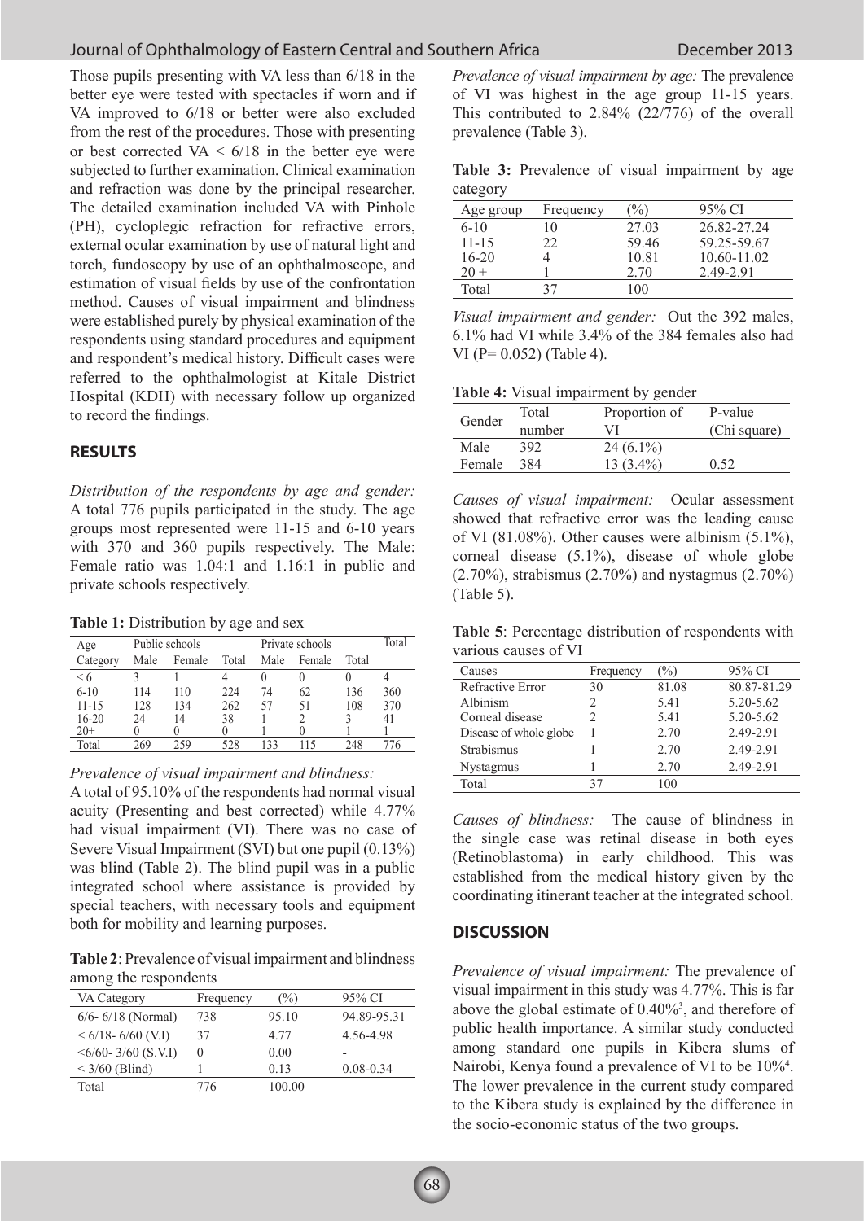Those pupils presenting with VA less than 6/18 in the better eye were tested with spectacles if worn and if VA improved to 6/18 or better were also excluded from the rest of the procedures. Those with presenting or best corrected VA < 6/18 in the better eye were subjected to further examination. Clinical examination and refraction was done by the principal researcher. The detailed examination included VA with Pinhole (PH), cycloplegic refraction for refractive errors, external ocular examination by use of natural light and torch, fundoscopy by use of an ophthalmoscope, and estimation of visual fields by use of the confrontation method. Causes of visual impairment and blindness were established purely by physical examination of the respondents using standard procedures and equipment and respondent's medical history. Difficult cases were referred to the ophthalmologist at Kitale District Hospital (KDH) with necessary follow up organized to record the findings.

## RESULTS

*Distribution of the respondents by age and gender:* A total 776 pupils participated in the study. The age groups most represented were 11-15 and 6-10 years with 370 and 360 pupils respectively. The Male: Female ratio was 1.04:1 and 1.16:1 in public and private schools respectively.

**Table 1:** Distribution by age and sex

| Age Category | Public schools | | | Private schools | | | Total |
|---|---|---|---|---|---|---|---|
| | Male | Female | Total | Male | Female | Total | |
| < 6 | 3 | 1 | 4 | 0 | 0 | 0 | 4 |
| 6-10 | 114 | 110 | 224 | 74 | 62 | 136 | 360 |
| 11-15 | 128 | 134 | 262 | 57 | 51 | 108 | 370 |
| 16-20 | 24 | 14 | 38 | 1 | 2 | 3 | 41 |
| 20+ | 0 | 0 | 0 | 1 | 0 | 1 | 1 |
| Total | 269 | 259 | 528 | 133 | 115 | 248 | 776 |

*Prevalence of visual impairment and blindness:* A total of 95.10% of the respondents had normal visual acuity (Presenting and best corrected) while 4.77% had visual impairment (VI). There was no case of Severe Visual Impairment (SVI) but one pupil (0.13%) was blind (Table 2). The blind pupil was in a public integrated school where assistance is provided by special teachers, with necessary tools and equipment both for mobility and learning purposes.

**Table 2**: Prevalence of visual impairment and blindness among the respondents

| VA Category | Frequency | (%) | 95% CI |
|---|---|---|---|
| 6/6- 6/18 (Normal) | 738 | 95.10 | 94.89-95.31 |
| < 6/18- 6/60 (V.I) | 37 | 4.77 | 4.56-4.98 |
| <6/60- 3/60 (S.V.I) | 0 | 0.00 | - |
| < 3/60 (Blind) | 1 | 0.13 | 0.08-0.34 |
| Total | 776 | 100.00 | |

*Prevalence of visual impairment by age:* The prevalence of VI was highest in the age group 11-15 years. This contributed to 2.84% (22/776) of the overall prevalence (Table 3).

**Table 3:** Prevalence of visual impairment by age category

| Age group | Frequency | (%) | 95% CI |
|---|---|---|---|
| 6-10 | 10 | 27.03 | 26.82-27.24 |
| 11-15 | 22 | 59.46 | 59.25-59.67 |
| 16-20 | 4 | 10.81 | 10.60-11.02 |
| 20 + | 1 | 2.70 | 2.49-2.91 |
| Total | 37 | 100 | |

*Visual impairment and gender:* Out the 392 males, 6.1% had VI while 3.4% of the 384 females also had VI (P= 0.052) (Table 4).

**Table 4:** Visual impairment by gender

| Gender | Total number | Proportion of VI | P-value (Chi square) |
|---|---|---|---|
| Male | 392 | 24 (6.1%) | |
| Female | 384 | 13 (3.4%) | 0.52 |

*Causes of visual impairment:* Ocular assessment showed that refractive error was the leading cause of VI (81.08%). Other causes were albinism (5.1%), corneal disease (5.1%), disease of whole globe (2.70%), strabismus (2.70%) and nystagmus (2.70%) (Table 5).

**Table 5**: Percentage distribution of respondents with various causes of VI

| Causes | Frequency | (%) | 95% CI |
|---|---|---|---|
| Refractive Error | 30 | 81.08 | 80.87-81.29 |
| Albinism | 2 | 5.41 | 5.20-5.62 |
| Corneal disease | 2 | 5.41 | 5.20-5.62 |
| Disease of whole globe | 1 | 2.70 | 2.49-2.91 |
| Strabismus | 1 | 2.70 | 2.49-2.91 |
| Nystagmus | 1 | 2.70 | 2.49-2.91 |
| Total | 37 | 100 | |

*Causes of blindness:* The cause of blindness in the single case was retinal disease in both eyes (Retinoblastoma) in early childhood. This was established from the medical history given by the coordinating itinerant teacher at the integrated school.

## DISCUSSION

*Prevalence of visual impairment:* The prevalence of visual impairment in this study was 4.77%. This is far above the global estimate of 0.40%[3], and therefor of public health importance. A similar study conducted among standard one pupils in Kibera slums of Nairobi, Kenya found a prevalence of VI to be 10%[4]. The lower prevalence in the current study compared to the Kibera study is explained by the difference in the socio-economic status of the two groups.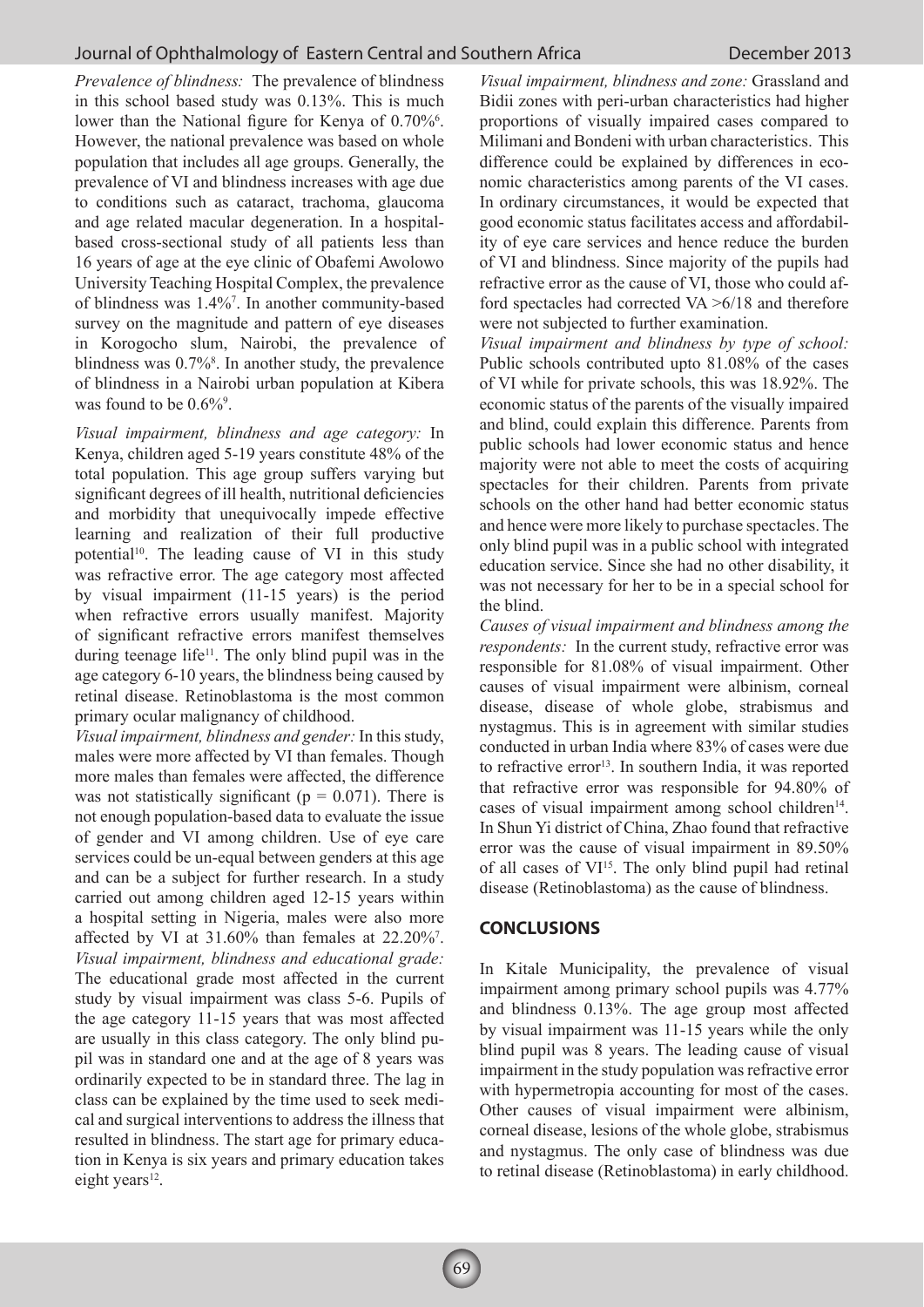*Prevalence of blindness:* The prevalence of blindness in this school based study was 0.13%. This is much lower than the National figure for Kenya of 0.70%[6]. However, the national prevalence was based on whole population that includes all age groups. Generally, the prevalence of VI and blindness increases with age due to conditions such as cataract, trachoma, glaucoma and age related macular degeneration. In a hospital-based cross-sectional study of all patients less than 16 years of age at the eye clinic of Obafemi Awolowo University Teaching Hospital Complex, the prevalence of blindness was 1.4%[7]. In another community-based survey on the magnitude and pattern of eye diseases in Korogocho slum, Nairobi, the prevalence of blindness was 0.7%[8]. In another study, the prevalence of blindness in a Nairobi urban population at Kibera was found to be 0.6%[9].

*Visual impairment, blindness and age category:* In Kenya, children aged 5-19 years constitute 48% of the total population. This age group suffers varying but significant degrees of ill health, nutritional deficiencies and morbidity that unequivocally impede effective learning and realization of their full productive potential[10]. The leading cause of VI in this study was refractive error. The age category most affected by visual impairment (11-15 years) is the period when refractive errors usually manifest. Majority of significant refractive errors manifest themselves during teenage life[11]. The only blind pupil was in the age category 6-10 years, the blindness being caused by retinal disease. Retinoblastoma is the most common primary ocular malignancy of childhood.

*Visual impairment, blindness and gender:* In this study, males were more affected by VI than females. Though more males than females were affected, the difference was not statistically significant ($p = 0.071$). There is not enough population-based data to evaluate the issue of gender and VI among children. Use of eye care services could be un-equal between genders at this age and can be a subject for further research. In a study carried out among children aged 12-15 years within a hospital setting in Nigeria, males were also more affected by VI at 31.60% than females at 22.20%[7].

*Visual impairment, blindness and educational grade:* The educational grade most affected in the current study by visual impairment was class 5-6. Pupils of the age category 11-15 years that was most affected are usually in this class category. The only blind pupil was in standard one and at the age of 8 years was ordinarily expected to be in standard three. The lag in class can be explained by the time used to seek medical and surgical interventions to address the illness that resulted in blindness. The start age for primary education in Kenya is six years and primary education takes eight years[12].

*Visual impairment, blindness and zone:* Grassland and Bidii zones with peri-urban characteristics had higher proportions of visually impaired cases compared to Milimani and Bondeni with urban characteristics. This difference could be explained by differences in economic characteristics among parents of the VI cases. In ordinary circumstances, it would be expected that good economic status facilitates access and affordability of eye care services and hence reduce the burden of VI and blindness. Since majority of the pupils had refractive error as the cause of VI, those who could afford spectacles had corrected VA >6/18 and therefore were not subjected to further examination.

*Visual impairment and blindness by type of school:* Public schools contributed upto 81.08% of the cases of VI while for private schools, this was 18.92%. The economic status of the parents of the visually impaired and blind, could explain this difference. Parents from public schools had lower economic status and hence majority were not able to meet the costs of acquiring spectacles for their children. Parents from private schools on the other hand had better economic status and hence were more likely to purchase spectacles. The only blind pupil was in a public school with integrated education service. Since she had no other disability, it was not necessary for her to be in a special school for the blind.

*Causes of visual impairment and blindness among the respondents:* In the current study, refractive error was responsible for 81.08% of visual impairment. Other causes of visual impairment were albinism, corneal disease, disease of whole globe, strabismus and nystagmus. This is in agreement with similar studies conducted in urban India where 83% of cases were due to refractive error[13]. In southern India, it was reported that refractive error was responsible for 94.80% of cases of visual impairment among school children[14]. In Shun Yi district of China, Zhao found that refractive error was the cause of visual impairment in 89.50% of all cases of VI[15]. The only blind pupil had retinal disease (Retinoblastoma) as the cause of blindness.

## CONCLUSIONS

In Kitale Municipality, the prevalence of visual impairment among primary school pupils was 4.77% and blindness 0.13%. The age group most affected by visual impairment was 11-15 years while the only blind pupil was 8 years. The leading cause of visual impairment in the study population was refractive error with hypermetropia accounting for most of the cases. Other causes of visual impairment were albinism, corneal disease, lesions of the whole globe, strabismus and nystagmus. The only case of blindness was due to retinal disease (Retinoblastoma) in early childhood.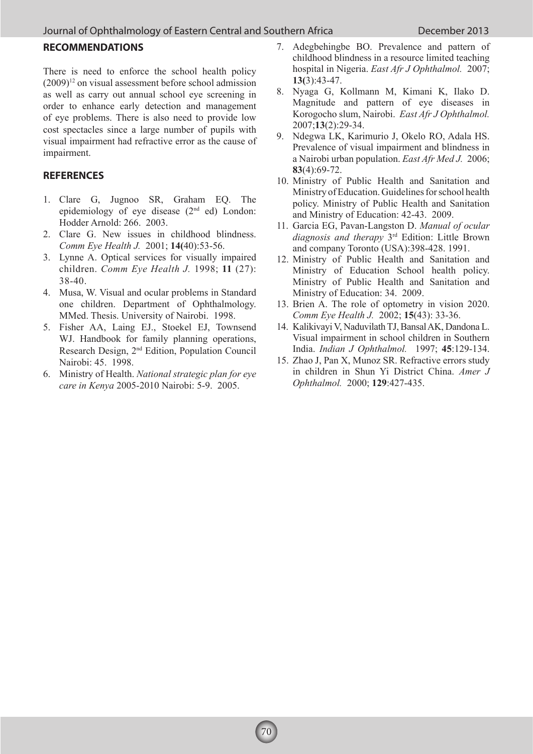## RECOMMENDATIONS

There is need to enforce the school health policy (2009)[12] on visual assessment before school admission as well as carry out annual school eye screening in order to enhance early detection and management of eye problems. There is also need to provide low cost spectacles since a large number of pupils with visual impairment had refractive error as the cause of impairment.

## REFERENCES

1. Clare G, Jugnoo SR, Graham EQ. The epidemiology of eye disease (2nd ed) London: Hodder Arnold: 266. 2003.
2. Clare G. New issues in childhood blindness. *Comm Eye Health J.* 2001; **14(**40):53-56.
3. Lynne A. Optical services for visually impaired children. *Comm Eye Health J.* 1998; **11** (27): 38-40.
4. Musa, W. Visual and ocular problems in Standard one children. Department of Ophthalmology. MMed. Thesis. University of Nairobi. 1998.
5. Fisher AA, Laing EJ., Stoekel EJ, Townsend WJ. Handbook for family planning operations, Research Design, 2nd Edition, Population Council Nairobi: 45. 1998.
6. Ministry of Health. *National strategic plan for eye care in Kenya* 2005-2010 Nairobi: 5-9. 2005.
7. Adegbehingbe BO. Prevalence and pattern of childhood blindness in a resource limited teaching hospital in Nigeria. *East Afr J Ophthalmol.* 2007; **13(**3):43-47.
8. Nyaga G, Kollmann M, Kimani K, Ilako D. Magnitude and pattern of eye diseases in Korogocho slum, Nairobi. *East Afr J Ophthalmol.* 2007;**13**(2):29-34.
9. Ndegwa LK, Karimurio J, Okelo RO, Adala HS. Prevalence of visual impairment and blindness in a Nairobi urban population. *East Afr Med J.* 2006; **83**(4):69-72.
10. Ministry of Public Health and Sanitation and Ministry of Education. Guidelines for school health policy. Ministry of Public Health and Sanitation and Ministry of Education: 42-43. 2009.
11. Garcia EG, Pavan-Langston D. *Manual of ocular diagnosis and therapy* 3rd Edition: Little Brown and company Toronto (USA):398-428. 1991.
12. Ministry of Public Health and Sanitation and Ministry of Education School health policy. Ministry of Public Health and Sanitation and Ministry of Education: 34. 2009.
13. Brien A. The role of optometry in vision 2020. *Comm Eye Health J.* 2002; **15**(43): 33-36.
14. Kalikivayi V, Naduvilath TJ, Bansal AK, Dandona L. Visual impairment in school children in Southern India. *Indian J Ophthalmol.* 1997; **45**:129-134.
15. Zhao J, Pan X, Munoz SR. Refractive errors study in children in Shun Yi District China. *Amer J Ophthalmol.* 2000; **129**:427-435.